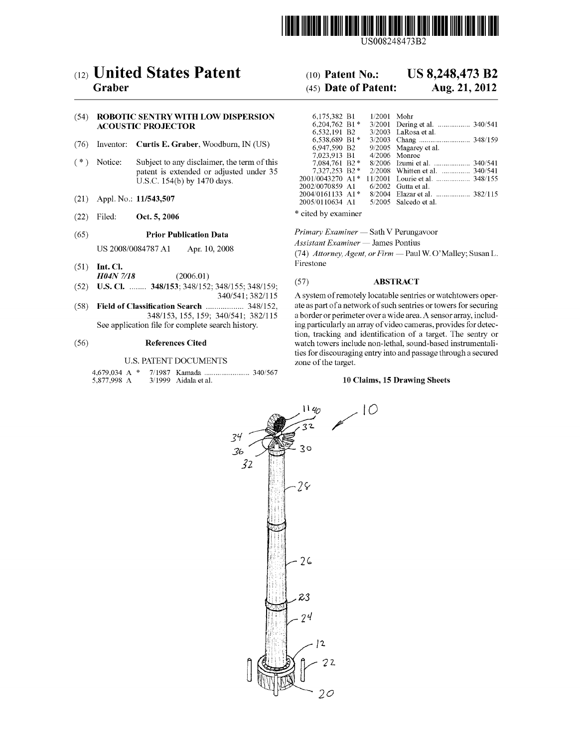US008248473B2

# (12) United States Patent
**Graber**

(10) **Patent No.: US 8,248,473 B2**

(45) **Date of Patent: Aug. 21, 2012**

(54) **ROBOTIC SENTRY WITH LOW DISPERSION ACOUSTIC PROJECTOR**

(76) Inventor: **Curtis E. Graber**, Woodburn, IN (US)

( * ) Notice: Subject to any disclaimer, the term of this patent is extended or adjusted under 35 U.S.C. 154(b) by 1470 days.

(21) Appl. No.: **11/543,507**

(22) Filed: **Oct. 5, 2006**

(65) **Prior Publication Data**

US 2008/0084787 A1 Apr. 10, 2008

(51) **Int. Cl.**
*H04N 7/18* (2006.01)

(52) **U.S. Cl.** ........ **348/153**; 348/152; 348/155; 348/159; 340/541; 382/115

(58) **Field of Classification Search** .................. 348/152, 348/153, 155, 159; 340/541; 382/115
See application file for complete search history.

(56) **References Cited**

U.S. PATENT DOCUMENTS

| | | | |
|---|---|---|---|
| 4,679,034 A * | 7/1987 | Kamada | 340/567 |
| 5,877,998 A | 3/1999 | Aidala et al. | |
| 6,175,382 B1 | 1/2001 | Mohr | |
| 6,204,762 B1 * | 3/2001 | Dering et al. | 340/541 |
| 6,532,191 B2 | 3/2003 | LaRosa et al. | |
| 6,538,689 B1 * | 3/2003 | Chang | 348/159 |
| 6,947,590 B2 | 9/2005 | Magarey et al. | |
| 7,023,913 B1 | 4/2006 | Monroe | |
| 7,084,761 B2 * | 8/2006 | Izumi et al. | 340/541 |
| 7,327,253 B2 * | 2/2008 | Whitten et al. | 340/541 |
| 2001/0043270 A1 * | 11/2001 | Lourie et al. | 348/155 |
| 2002/0070859 A1 | 6/2002 | Gutta et al. | |
| 2004/0161133 A1 * | 8/2004 | Elazar et al. | 382/115 |
| 2005/0110634 A1 | 5/2005 | Salcedo et al. | |

\* cited by examiner

*Primary Examiner* — Sath V Perungavoor
*Assistant Examiner* — James Pontius
(74) *Attorney, Agent, or Firm* — Paul W. O'Malley; Susan L. Firestone

(57) **ABSTRACT**

A system of remotely locatable sentries or watchtowers operate as part of a network of such sentries or towers for securing a border or perimeter over a wide area. A sensor array, including particularly an array of video cameras, provides for detection, tracking and identification of a target. The sentry or watch towers include non-lethal, sound-based instrumentalities for discouraging entry into and passage through a secured zone of the target.

**10 Claims, 15 Drawing Sheets**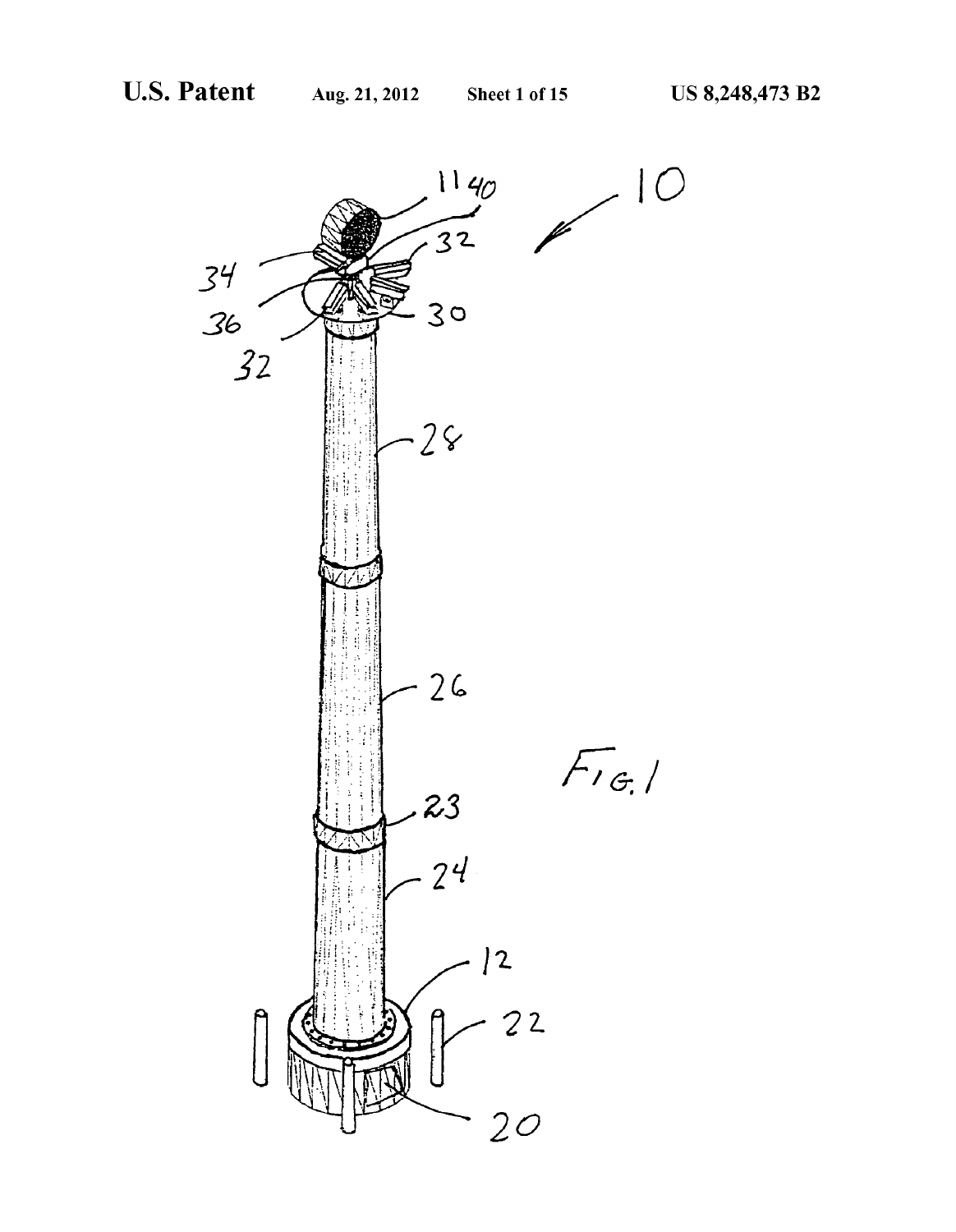FIG. 1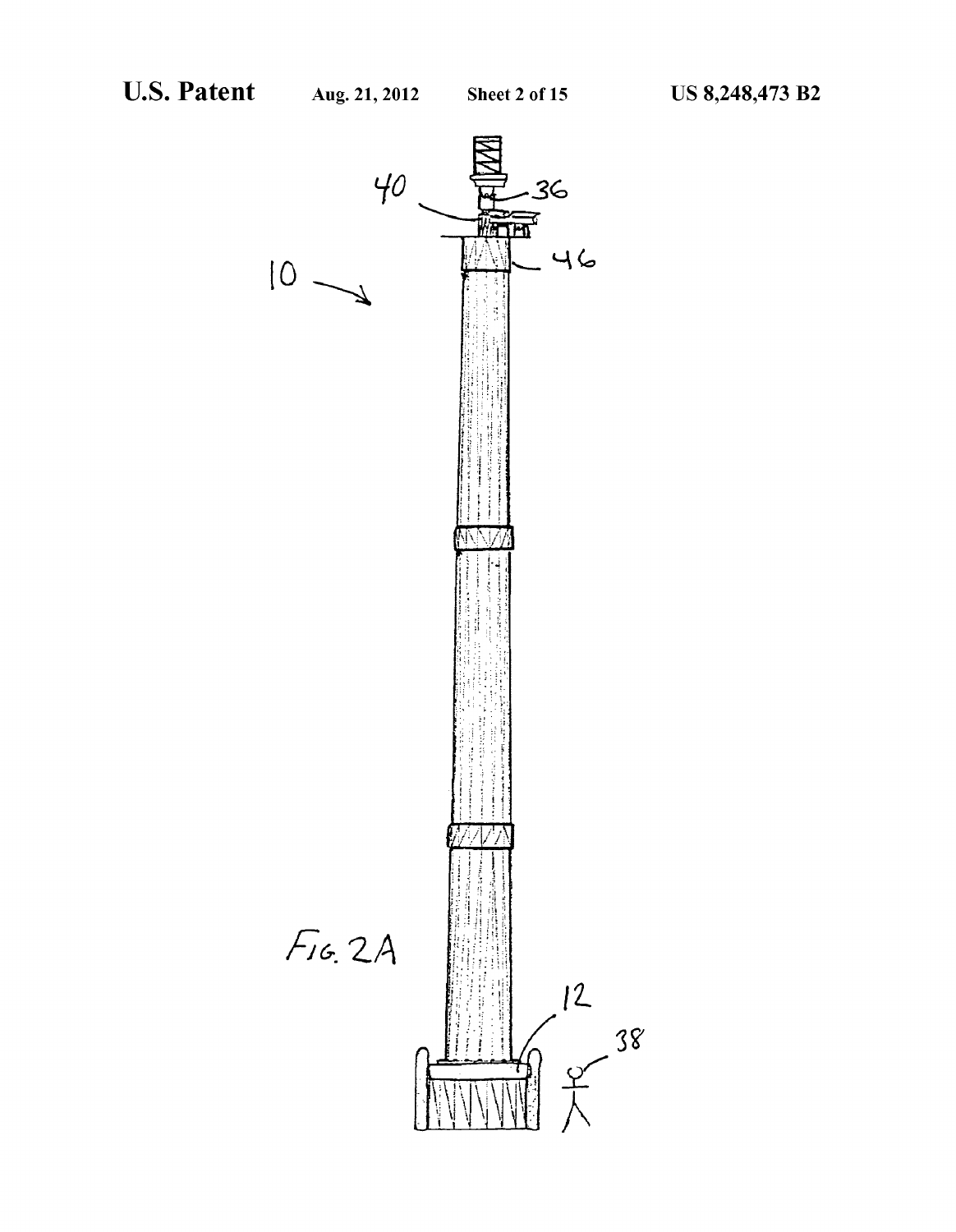FIG. 2A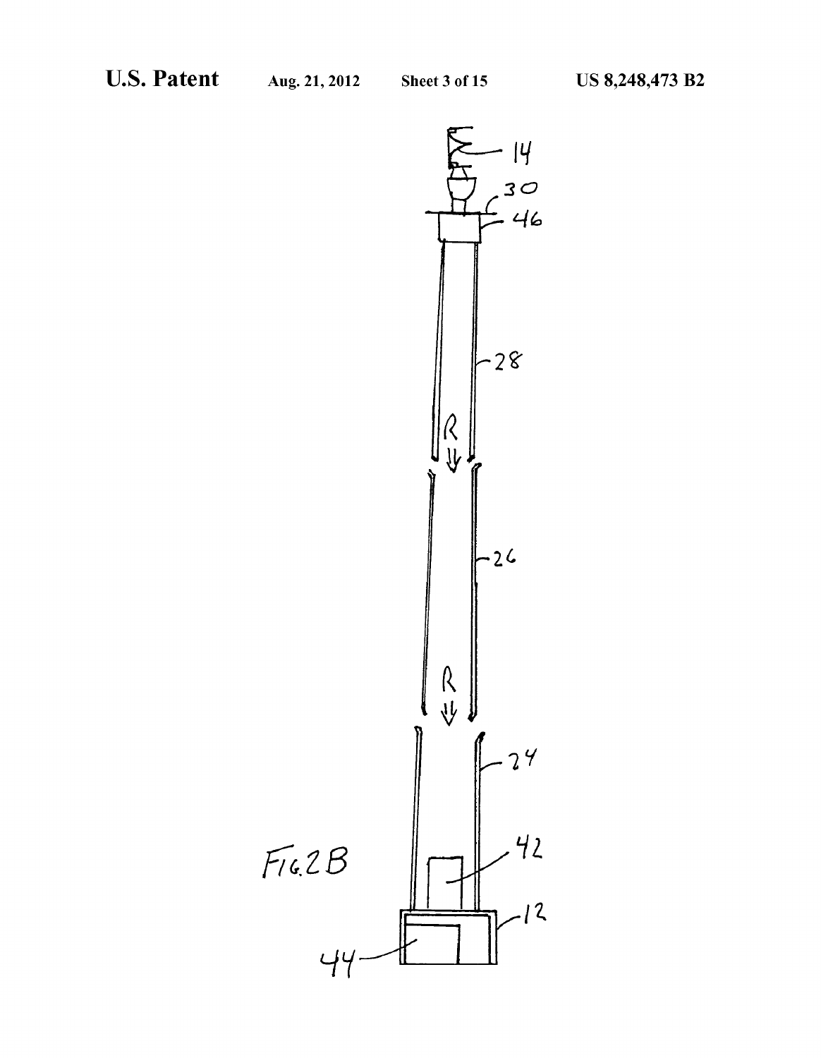FIG. 2B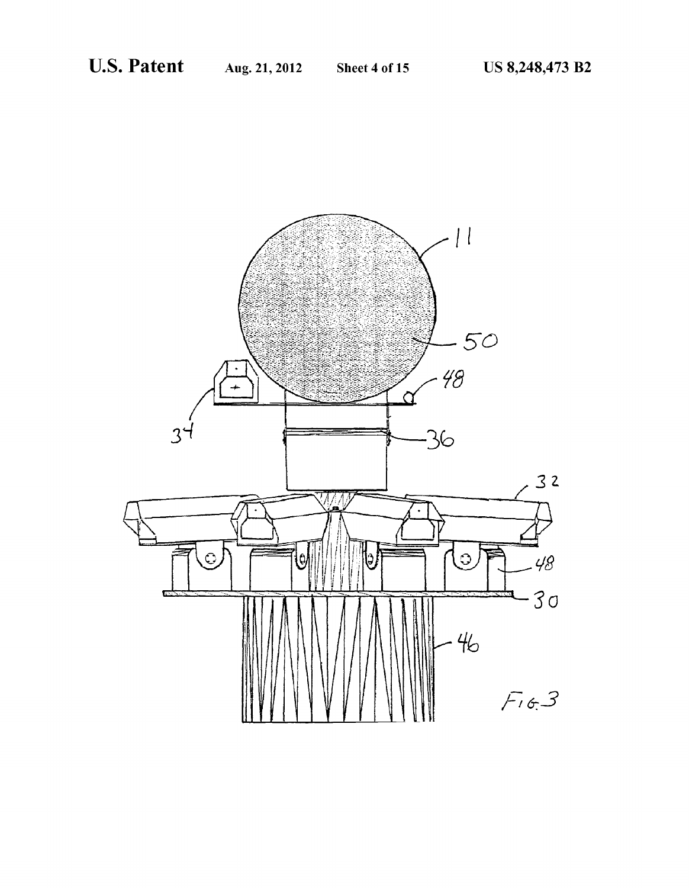FIG. 3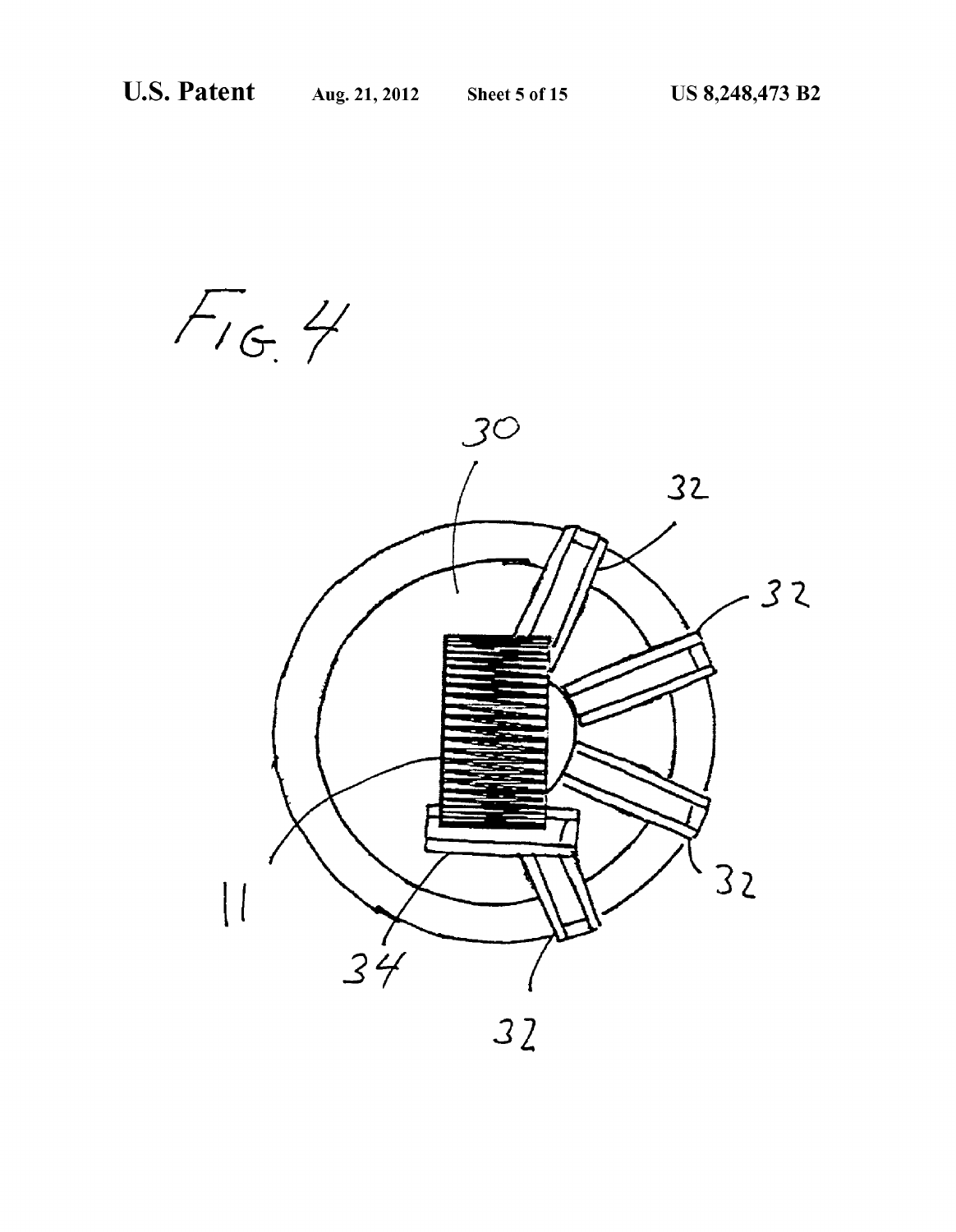FIG. 4

30

32

32

11

32

34

32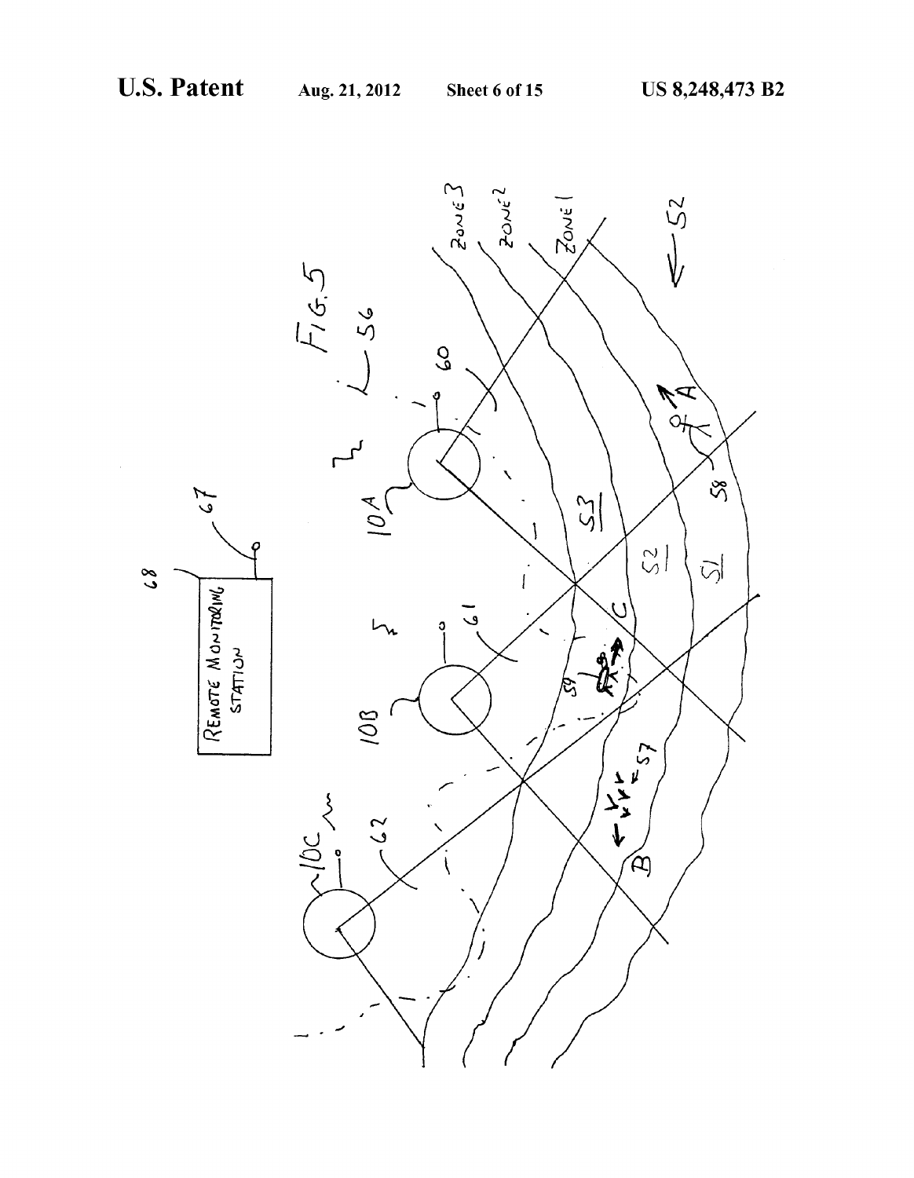FIG. 5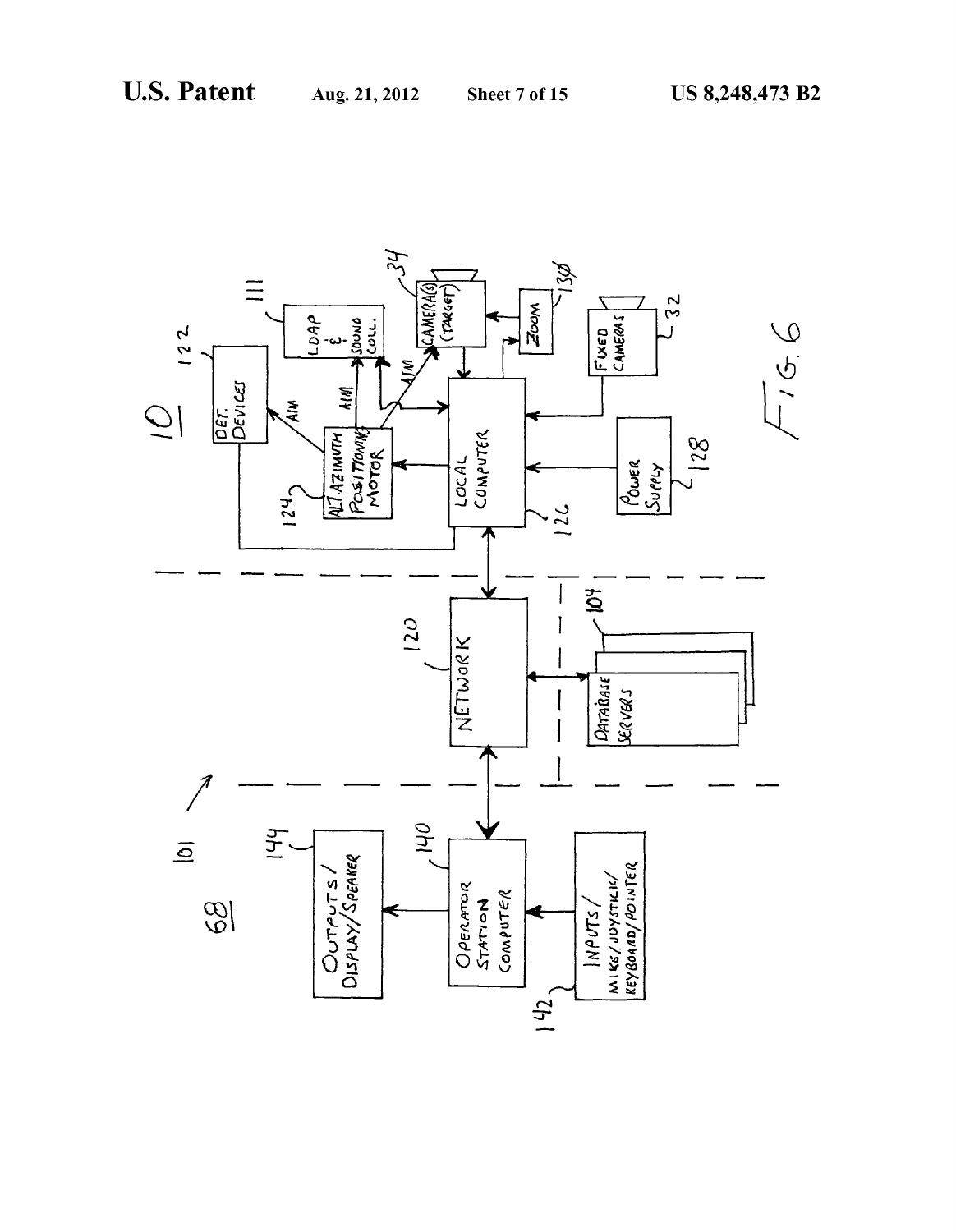10

DET. DEVICES 122

LDAP & SOUND COLL. 111

CAMERA(S) (TARGET) 34

ZOOM 130

FIXED CAMERAS 32

AIM

ALT. AZIMUTH POSITIONING MOTOR 124

LOCAL COMPUTER 126

POWER SUPPLY 128

NETWORK 120

DATABASE SERVERS 104

101

68

OUTPUTS / DISPLAY/SPEAKER 144

OPERATOR STATION COMPUTER 140

INPUTS / MIKE/JOYSTICK/ KEYBOARD/POINTER 142

FIG. 6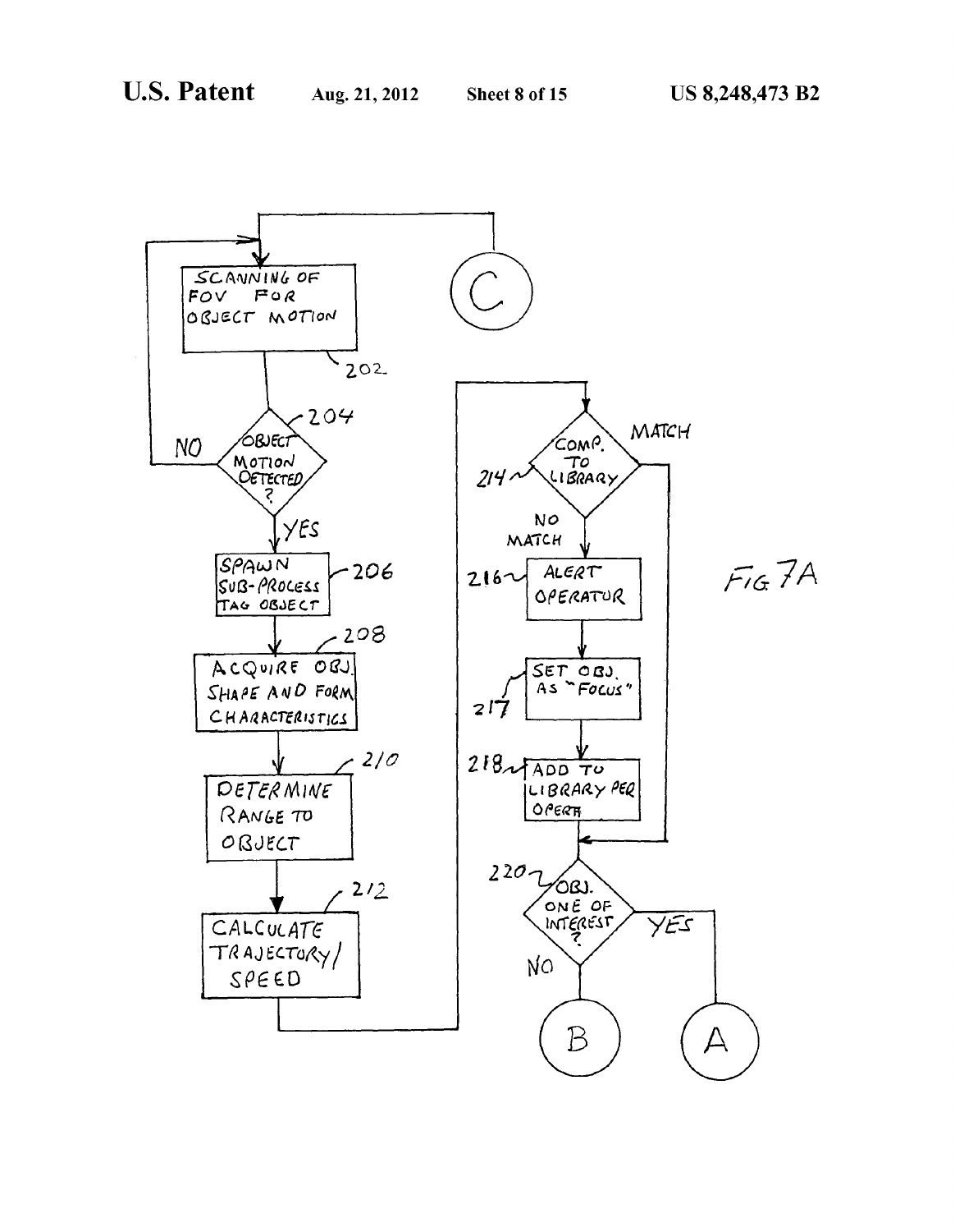- 202: SCANNING OF FOV FOR OBJECT MOTION
- 204: OBJECT MOTION DETECTED?
  - NO → 202
  - YES → 206
- 206: SPAWN SUB-PROCESS TAG OBJECT
- 208: ACQUIRE OBJ. SHAPE AND FORM CHARACTERISTICS
- 210: DETERMINE RANGE TO OBJECT
- 212: CALCULATE TRAJECTORY/SPEED
- 214: COMP. TO LIBRARY
  - MATCH → 220
  - NO MATCH → 216
- 216: ALERT OPERATOR
- 217: SET OBJ. AS "FOCUS"
- 218: ADD TO LIBRARY PER OPERTR
- 220: OBJ. ONE OF INTEREST?
  - NO → B
  - YES → A
- C → 202

FIG. 7A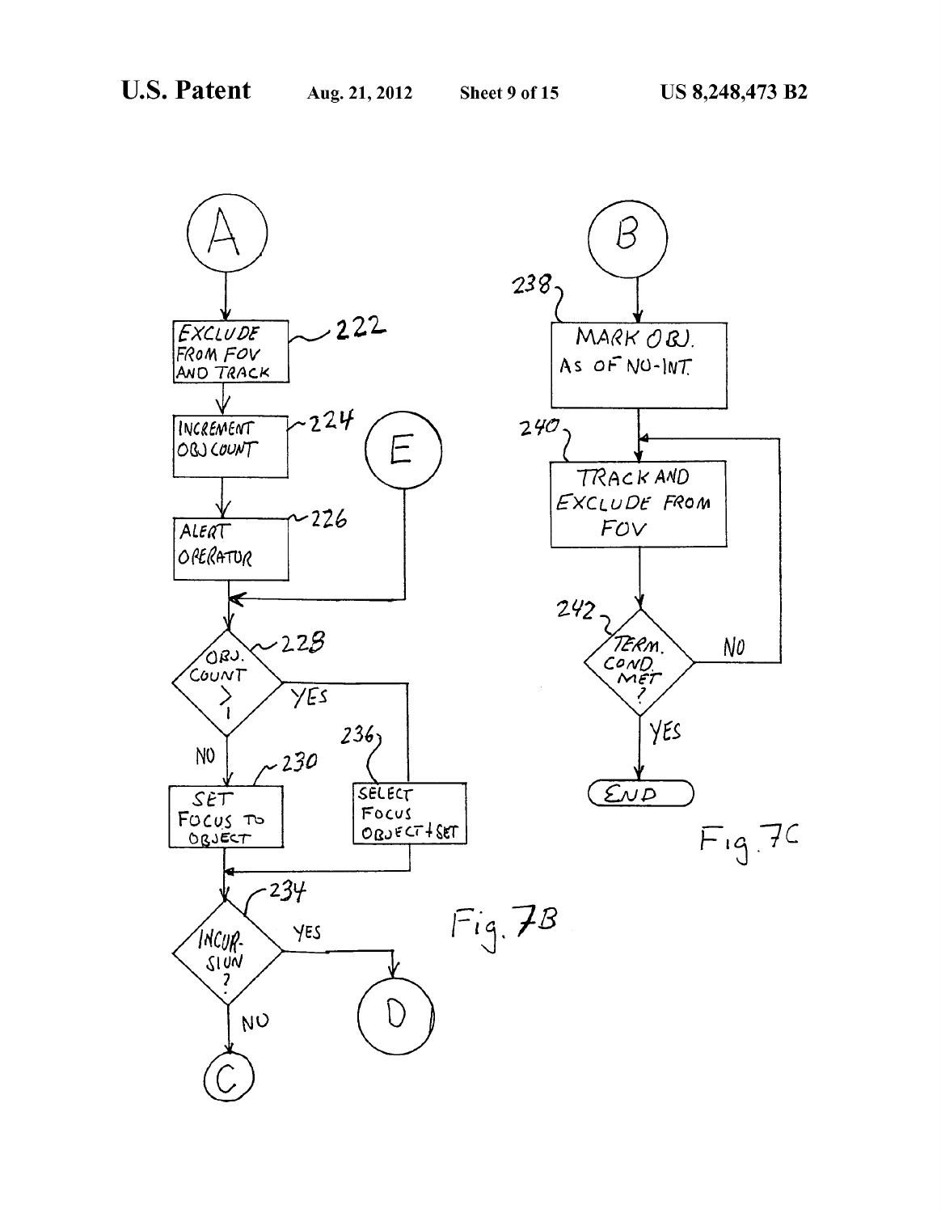A

222 EXCLUDE FROM FOV AND TRACK

224 INCREMENT OBJ COUNT

226 ALERT OPERATOR

E

228 OBJ. COUNT > 1

YES

NO

230 SET FOCUS TO OBJECT

236 SELECT FOCUS OBJECT + SET

234 INCURSION ?

YES

D

NO

C

Fig. 7B

B

238 MARK OBJ. AS OF NO-INT.

240 TRACK AND EXCLUDE FROM FOV

242 TERM. COND. MET ?

NO

YES

END

Fig. 7C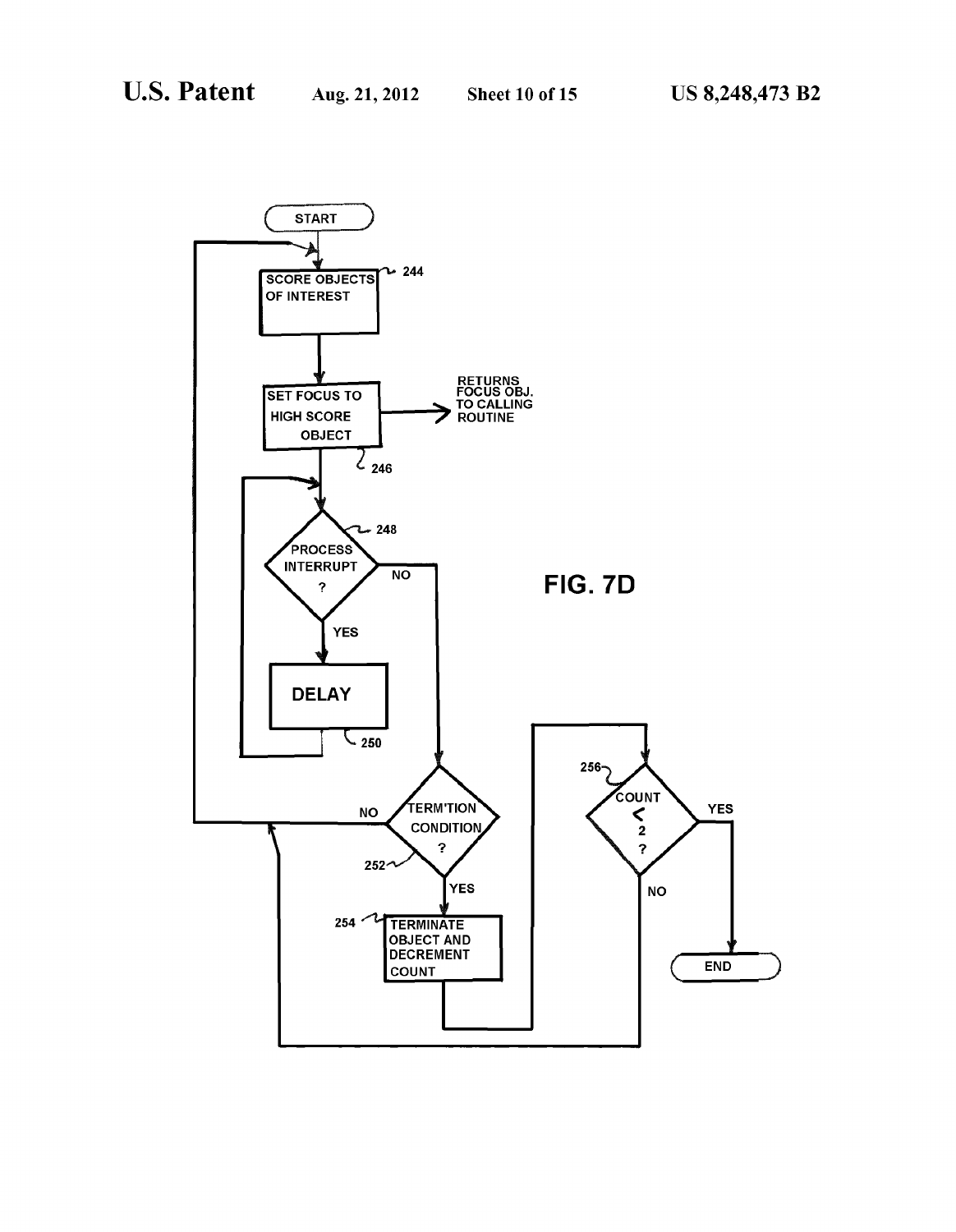START

SCORE OBJECTS OF INTEREST (244)

SET FOCUS TO HIGH SCORE OBJECT (246) → RETURNS FOCUS OBJ. TO CALLING ROUTINE

PROCESS INTERRUPT ? (248)

YES → DELAY (250)

NO → TERM'TION CONDITION ? (252)

NO

YES → TERMINATE OBJECT AND DECREMENT COUNT (254)

COUNT < 2 ? (256)

YES → END

NO

FIG. 7D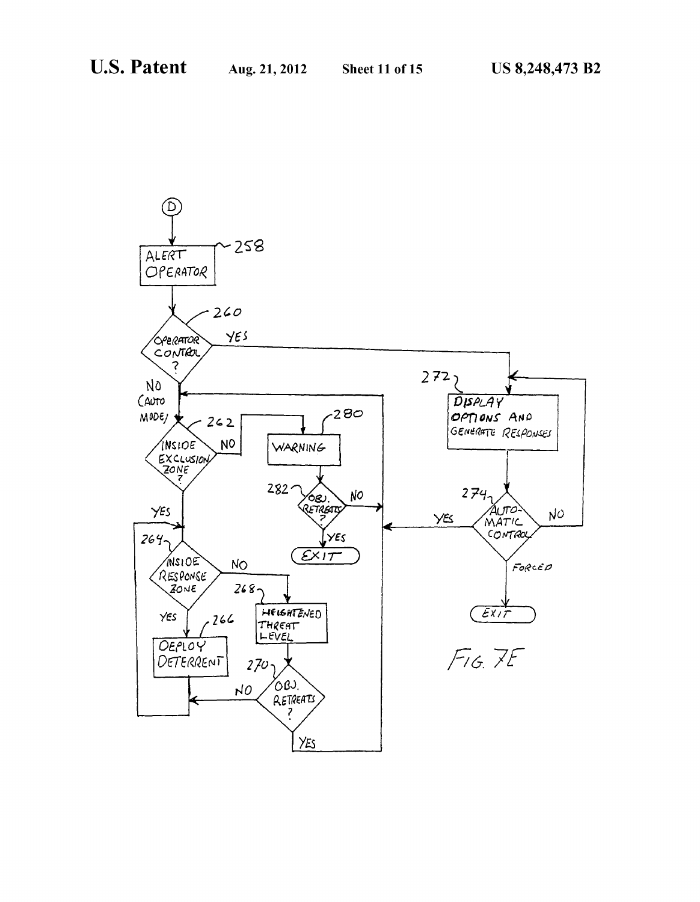D

ALERT OPERATOR (258)

OPERATOR CONTROL? (260)

YES

NO (AUTO MODE)

INSIDE EXCLUSION ZONE? (262)

NO

WARNING (280)

OBJ. RETREATS? (282)

NO

YES

EXIT

YES

INSIDE RESPONSE ZONE (264)

NO

HEIGHTENED THREAT LEVEL (268)

YES

DEPLOY DETERRENT (266)

OBJ. RETREATS? (270)

NO

YES

DISPLAY OPTIONS AND GENERATE RESPONSES (272)

AUTOMATIC CONTROL (274)

YES

NO

FORCED

EXIT

FIG. 7E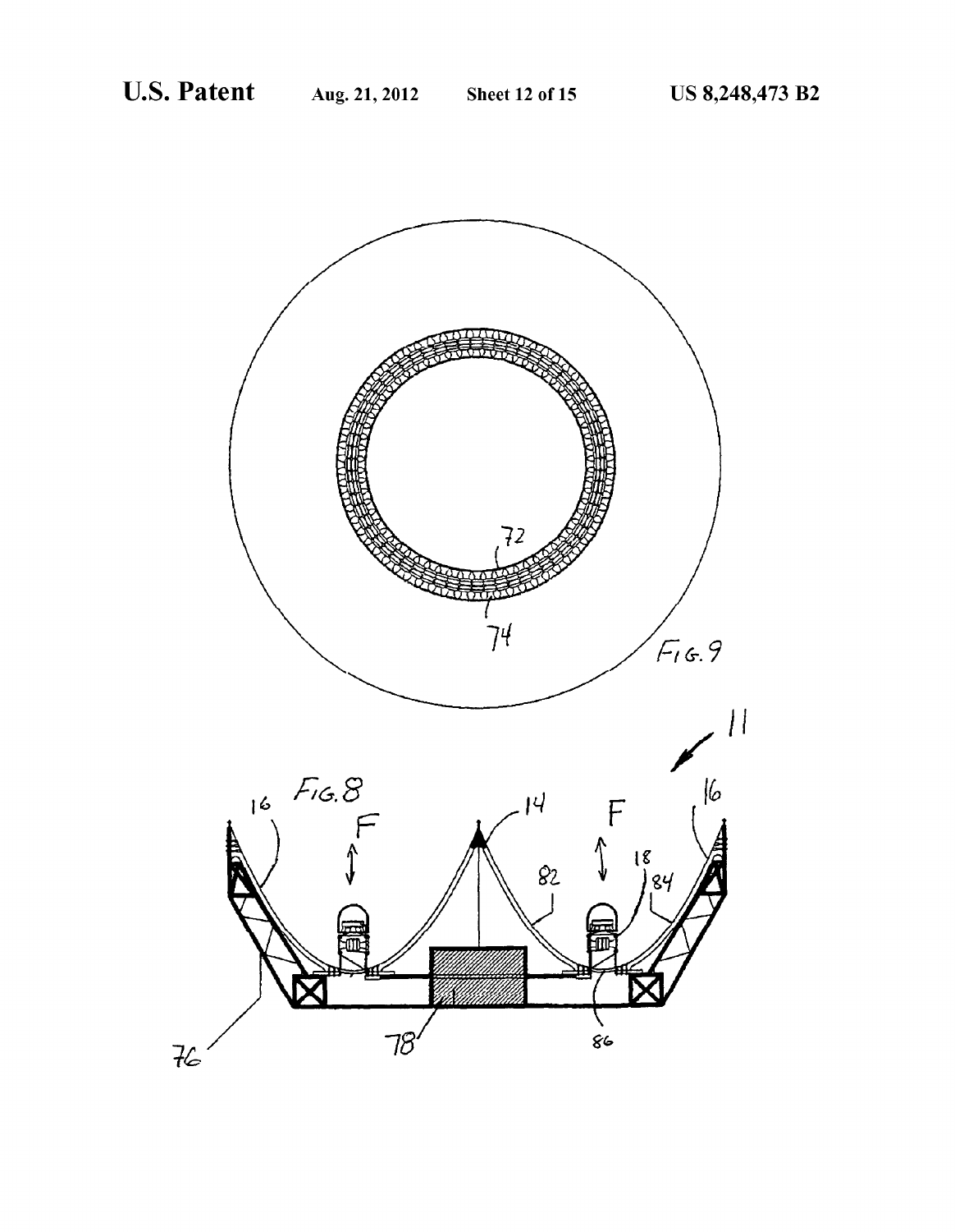FIG. 9

FIG. 8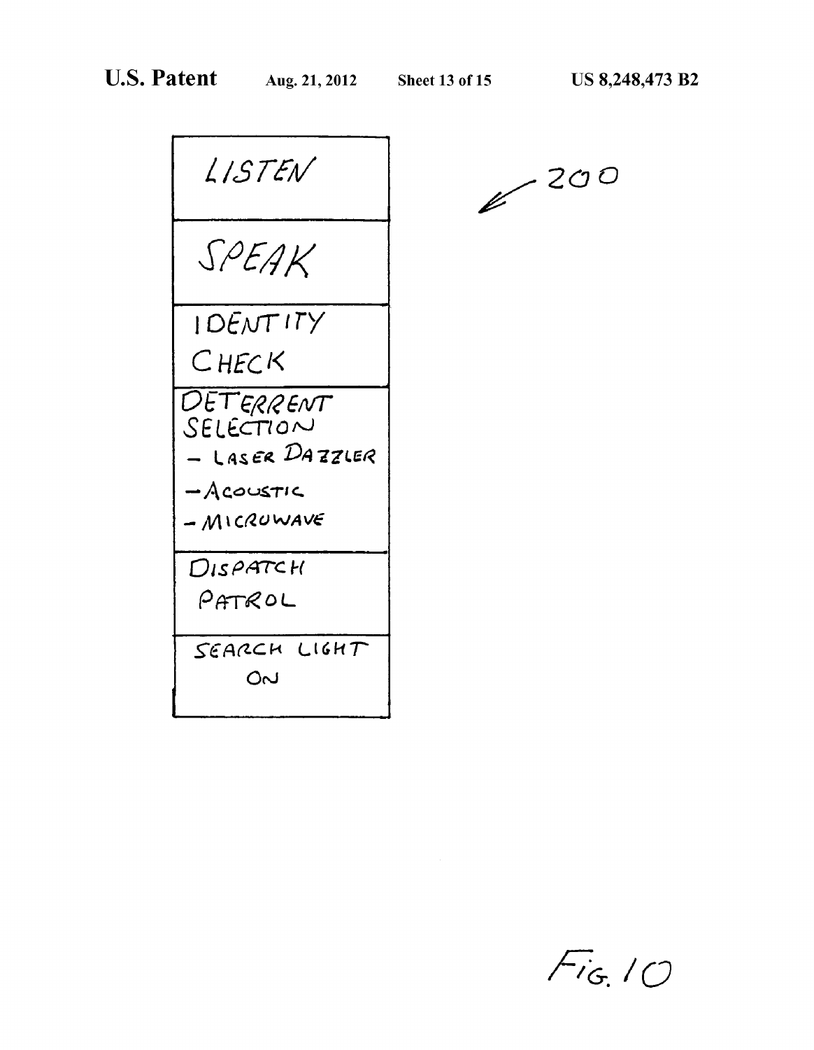| LISTEN |
| --- |
| SPEAK |
| IDENTITY CHECK |
| DETERRENT SELECTION<br>– LASER DAZZLER<br>– ACOUSTIC<br>– MICROWAVE |
| DISPATCH PATROL |
| SEARCH LIGHT ON |

200

FIG. 10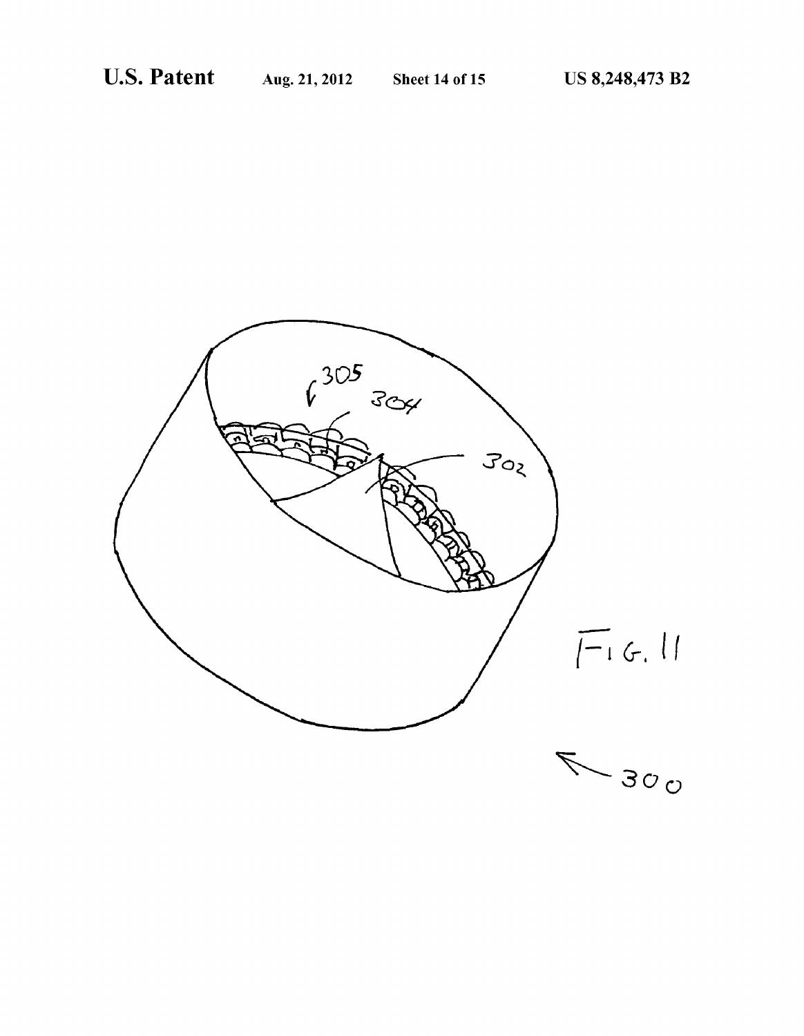FIG. 11

300

302

304

305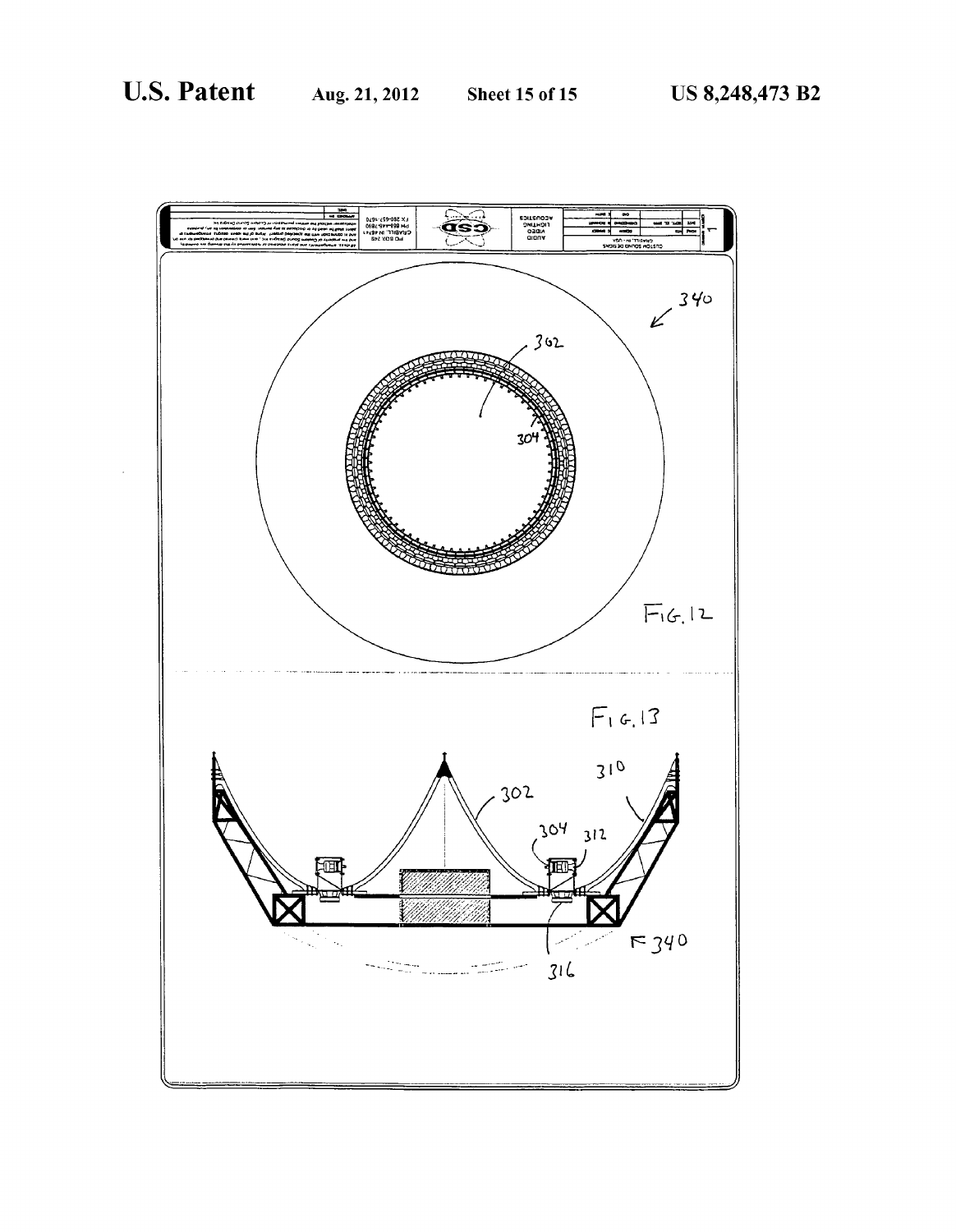FIG. 12

FIG. 13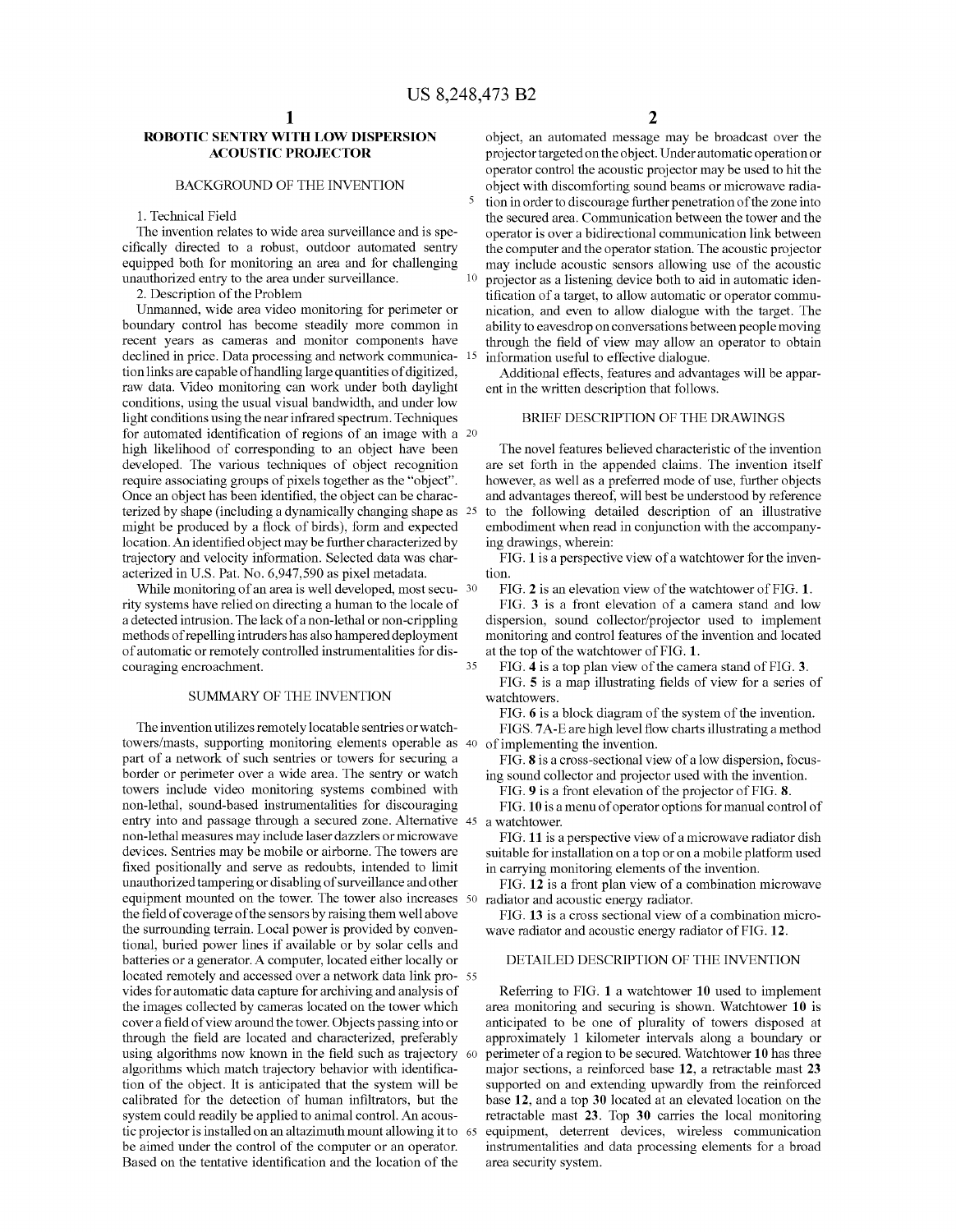# ROBOTIC SENTRY WITH LOW DISPERSION ACOUSTIC PROJECTOR

## BACKGROUND OF THE INVENTION

1. Technical Field

The invention relates to wide area surveillance and is specifically directed to a robust, outdoor automated sentry equipped both for monitoring an area and for challenging unauthorized entry to the area under surveillance.

2. Description of the Problem

Unmanned, wide area video monitoring for perimeter or boundary control has become steadily more common in recent years as cameras and monitor components have declined in price. Data processing and network communication links are capable of handling large quantities of digitized, raw data. Video monitoring can work under both daylight conditions, using the usual visual bandwidth, and under low light conditions using the near infrared spectrum. Techniques for automated identification of regions of an image with a high likelihood of corresponding to an object have been developed. The various techniques of object recognition require associating groups of pixels together as the "object". Once an object has been identified, the object can be characterized by shape (including a dynamically changing shape as might be produced by a flock of birds), form and expected location. An identified object may be further characterized by trajectory and velocity information. Selected data was characterized in U.S. Pat. No. 6,947,590 as pixel metadata.

While monitoring of an area is well developed, most security systems have relied on directing a human to the locale of a detected intrusion. The lack of a non-lethal or non-crippling methods of repelling intruders has also hampered deployment of automatic or remotely controlled instrumentalities for discouraging encroachment.

## SUMMARY OF THE INVENTION

The invention utilizes remotely locatable sentries or watchtowers/masts, supporting monitoring elements operable as part of a network of such sentries or towers for securing a border or perimeter over a wide area. The sentry or watch towers include video monitoring systems combined with non-lethal, sound-based instrumentalities for discouraging entry into and passage through a secured zone. Alternative non-lethal measures may include laser dazzlers or microwave devices. Sentries may be mobile or airborne. The towers are fixed positionally and serve as redoubts, intended to limit unauthorized tampering or disabling of surveillance and other equipment mounted on the tower. The tower also increases the field of coverage of the sensors by raising them well above the surrounding terrain. Local power is provided by conventional, buried power lines if available or by solar cells and batteries or a generator. A computer, located either locally or located remotely and accessed over a network data link provides for automatic data capture for archiving and analysis of the images collected by cameras located on the tower which cover a field of view around the tower. Objects passing into or through the field are located and characterized, preferably using algorithms now known in the field such as trajectory algorithms which match trajectory behavior with identification of the object. It is anticipated that the system will be calibrated for the detection of human infiltrators, but the system could readily be applied to animal control. An acoustic projector is installed on an altazimuth mount allowing it to be aimed under the control of the computer or an operator. Based on the tentative identification and the location of the object, an automated message may be broadcast over the projector targeted on the object. Under automatic operation or operator control the acoustic projector may be used to hit the object with discomforting sound beams or microwave radiation in order to discourage further penetration of the zone into the secured area. Communication between the tower and the operator is over a bidirectional communication link between the computer and the operator station. The acoustic projector may include acoustic sensors allowing use of the acoustic projector as a listening device both to aid in automatic identification of a target, to allow automatic or operator communication, and even to allow dialogue with the target. The ability to eavesdrop on conversations between people moving through the field of view may allow an operator to obtain information useful to effective dialogue.

Additional effects, features and advantages will be apparent in the written description that follows.

## BRIEF DESCRIPTION OF THE DRAWINGS

The novel features believed characteristic of the invention are set forth in the appended claims. The invention itself however, as well as a preferred mode of use, further objects and advantages thereof, will best be understood by reference to the following detailed description of an illustrative embodiment when read in conjunction with the accompanying drawings, wherein:

FIG. **1** is a perspective view of a watchtower for the invention.

FIG. **2** is an elevation view of the watchtower of FIG. **1**.

FIG. **3** is a front elevation of a camera stand and low dispersion, sound collector/projector used to implement monitoring and control features of the invention and located at the top of the watchtower of FIG. **1**.

FIG. **4** is a top plan view of the camera stand of FIG. **3**.

FIG. **5** is a map illustrating fields of view for a series of watchtowers.

FIG. **6** is a block diagram of the system of the invention.

FIGS. **7**A-E are high level flow charts illustrating a method of implementing the invention.

FIG. **8** is a cross-sectional view of a low dispersion, focusing sound collector and projector used with the invention.

FIG. **9** is a front elevation of the projector of FIG. **8**.

FIG. **10** is a menu of operator options for manual control of a watchtower.

FIG. **11** is a perspective view of a microwave radiator dish suitable for installation on a top or on a mobile platform used in carrying monitoring elements of the invention.

FIG. **12** is a front plan view of a combination microwave radiator and acoustic energy radiator.

FIG. **13** is a cross sectional view of a combination microwave radiator and acoustic energy radiator of FIG. **12**.

## DETAILED DESCRIPTION OF THE INVENTION

Referring to FIG. **1** a watchtower **10** used to implement area monitoring and securing is shown. Watchtower **10** is anticipated to be one of plurality of towers disposed at approximately 1 kilometer intervals along a boundary or perimeter of a region to be secured. Watchtower **10** has three major sections, a reinforced base **12**, a retractable mast **23** supported on and extending upwardly from the reinforced base **12**, and a top **30** located at an elevated location on the retractable mast **23**. Top **30** carries the local monitoring equipment, deterrent devices, wireless communication instrumentalities and data processing elements for a broad area security system.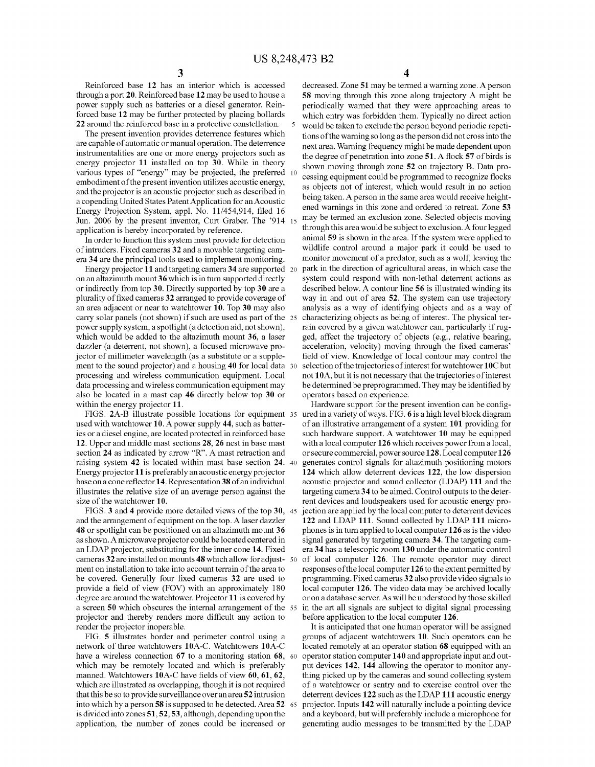Reinforced base 12 has an interior which is accessed through a port 20. Reinforced base 12 may be used to house a power supply such as batteries or a diesel generator. Reinforced base 12 may be further protected by placing bollards 22 around the reinforced base in a protective constellation.

The present invention provides deterrence features which are capable of automatic or manual operation. The deterrence instrumentalities are one or more energy projectors such as energy projector 11 installed on top 30. While in theory various types of "energy" may be projected, the preferred embodiment of the present invention utilizes acoustic energy, and the projector is an acoustic projector such as described in a copending United States Patent Application for an Acoustic Energy Projection System, appl. No. 11/454,914, filed 16 Jun. 2006 by the present inventor, Curt Graber. The '914 application is hereby incorporated by reference.

In order to function this system must provide for detection of intruders. Fixed cameras 32 and a movable targeting camera 34 are the principal tools used to implement monitoring.

Energy projector 11 and targeting camera 34 are supported on an altazimuth mount 36 which is in turn supported directly or indirectly from top 30. Directly supported by top 30 are a plurality of fixed cameras 32 arranged to provide coverage of an area adjacent or near to watchtower 10. Top 30 may also carry solar panels (not shown) if such are used as part of the power supply system, a spotlight (a detection aid, not shown), which would be added to the altazimuth mount 36, a laser dazzler (a deterrent, not shown), a focused microwave projector of millimeter wavelength (as a substitute or a supplement to the sound projector) and a housing 40 for local data processing and wireless communication equipment. Local data processing and wireless communication equipment may also be located in a mast cap 46 directly below top 30 or within the energy projector 11.

FIGS. 2A-B illustrate possible locations for equipment used with watchtower 10. A power supply 44, such as batteries or a diesel engine, are located protected in reinforced base 12. Upper and middle mast sections 28, 26 nest in base mast section 24 as indicated by arrow "R". A mast retraction and raising system 42 is located within mast base section 24. Energy projector 11 is preferably an acoustic energy projector base on a cone reflector 14. Representation 38 of an individual illustrates the relative size of an average person against the size of the watchtower 10.

FIGS. 3 and 4 provide more detailed views of the top 30, and the arrangement of equipment on the top. A laser dazzler 48 or spotlight can be positioned on an altazimuth mount 36 as shown. A microwave projector could be located centered in an LDAP projector, substituting for the inner cone 14. Fixed cameras 32 are installed on mounts 48 which allow for adjustment on installation to take into account terrain of the area to be covered. Generally four fixed cameras 32 are used to provide a field of view (FOV) with an approximately 180 degree arc around the watchtower. Projector 11 is covered by a screen 50 which obscures the internal arrangement of the projector and thereby renders more difficult any action to render the projector inoperable.

FIG. 5 illustrates border and perimeter control using a network of three watchtowers 10A-C. Watchtowers 10A-C have a wireless connection 67 to a monitoring station 68, which may be remotely located and which is preferably manned. Watchtowers 10A-C have fields of view 60, 61, 62, which are illustrated as overlapping, though it is not required that this be so to provide surveillance over an area 52 intrusion into which by a person 58 is supposed to be detected. Area 52 is divided into zones 51, 52, 53, although, depending upon the application, the number of zones could be increased or decreased. Zone 51 may be termed a warning zone. A person 58 moving through this zone along trajectory A might be periodically warned that they were approaching areas to which entry was forbidden them. Typically no direct action would be taken to exclude the person beyond periodic repetitions of the warning so long as the person did not cross into the next area. Warning frequency might be made dependent upon the degree of penetration into zone 51. A flock 57 of birds is shown moving through zone 52 on trajectory B. Data processing equipment could be programmed to recognize flocks as objects not of interest, which would result in no action being taken. A person in the same area would receive heightened warnings in this zone and ordered to retreat. Zone 53 may be termed an exclusion zone. Selected objects moving through this area would be subject to exclusion. A four legged animal 59 is shown in the area. If the system were applied to wildlife control around a major park it could be used to monitor movement of a predator, such as a wolf, leaving the park in the direction of agricultural areas, in which case the system could respond with non-lethal deterrent actions as described below. A contour line 56 is illustrated winding its way in and out of area 52. The system can use trajectory analysis as a way of identifying objects and as a way of characterizing objects as being of interest. The physical terrain covered by a given watchtower can, particularly if rugged, affect the trajectory of objects (e.g., relative bearing, acceleration, velocity) moving through the fixed cameras' field of view. Knowledge of local contour may control the selection of the trajectories of interest for watchtower 10C but not 10A, but it is not necessary that the trajectories of interest be determined be preprogrammed. They may be identified by operators based on experience.

Hardware support for the present invention can be configured in a variety of ways. FIG. 6 is a high level block diagram of an illustrative arrangement of a system 101 providing for such hardware support. A watchtower 10 may be equipped with a local computer 126 which receives power from a local, or secure commercial, power source 128. Local computer 126 generates control signals for altazimuth positioning motors 124 which allow deterrent devices 122, the low dispersion acoustic projector and sound collector (LDAP) 111 and the targeting camera 34 to be aimed. Control outputs to the deterrent devices and loudspeakers used for acoustic energy projection are applied by the local computer to deterrent devices 122 and LDAP 111. Sound collected by LDAP 111 microphones is in turn applied to local computer 126 as is the video signal generated by targeting camera 34. The targeting camera 34 has a telescopic zoom 130 under the automatic control of local computer 126. The remote operator may direct responses of the local computer 126 to the extent permitted by programming. Fixed cameras 32 also provide video signals to local computer 126. The video data may be archived locally or on a database server. As will be understood by those skilled in the art all signals are subject to digital signal processing before application to the local computer 126.

It is anticipated that one human operator will be assigned groups of adjacent watchtowers 10. Such operators can be located remotely at an operator station 68 equipped with an operator station computer 140 and appropriate input and output devices 142, 144 allowing the operator to monitor anything picked up by the cameras and sound collecting system of a watchtower or sentry and to exercise control over the deterrent devices 122 such as the LDAP 111 acoustic energy projector. Inputs 142 will naturally include a pointing device and a keyboard, but will preferably include a microphone for generating audio messages to be transmitted by the LDAP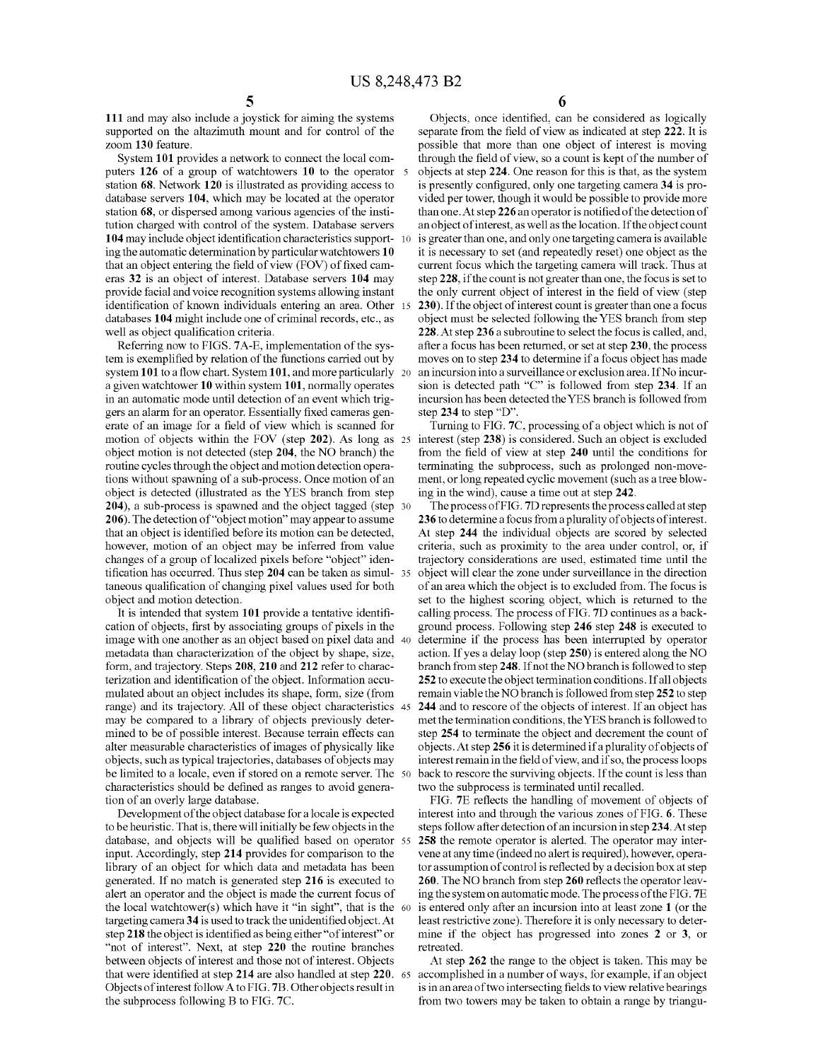111 and may also include a joystick for aiming the systems supported on the altazimuth mount and for control of the zoom 130 feature.

System 101 provides a network to connect the local computers 126 of a group of watchtowers 10 to the operator station 68. Network 120 is illustrated as providing access to database servers 104, which may be located at the operator station 68, or dispersed among various agencies of the institution charged with control of the system. Database servers 104 may include object identification characteristics supporting the automatic determination by particular watchtowers 10 that an object entering the field of view (FOV) of fixed cameras 32 is an object of interest. Database servers 104 may provide facial and voice recognition systems allowing instant identification of known individuals entering an area. Other databases 104 might include one of criminal records, etc., as well as object qualification criteria.

Referring now to FIGS. 7A-E, implementation of the system is exemplified by relation of the functions carried out by system 101 to a flow chart. System 101, and more particularly a given watchtower 10 within system 101, normally operates in an automatic mode until detection of an event which triggers an alarm for an operator. Essentially fixed cameras generate of an image for a field of view which is scanned for motion of objects within the FOV (step 202). As long as object motion is not detected (step 204, the NO branch) the routine cycles through the object and motion detection operations without spawning of a sub-process. Once motion of an object is detected (illustrated as the YES branch from step 204), a sub-process is spawned and the object tagged (step 206). The detection of "object motion" may appear to assume that an object is identified before its motion can be detected, however, motion of an object may be inferred from value changes of a group of localized pixels before "object" identification has occurred. Thus step 204 can be taken as simultaneous qualification of changing pixel values used for both object and motion detection.

It is intended that system 101 provide a tentative identification of objects, first by associating groups of pixels in the image with one another as an object based on pixel data and metadata than characterization of the object by shape, size, form, and trajectory. Steps 208, 210 and 212 refer to characterization and identification of the object. Information accumulated about an object includes its shape, form, size (from range) and its trajectory. All of these object characteristics may be compared to a library of objects previously determined to be of possible interest. Because terrain effects can alter measurable characteristics of images of physically like objects, such as typical trajectories, databases of objects may be limited to a locale, even if stored on a remote server. The characteristics should be defined as ranges to avoid generation of an overly large database.

Development of the object database for a locale is expected to be heuristic. That is, there will initially be few objects in the database, and objects will be qualified based on operator input. Accordingly, step 214 provides for comparison to the library of an object for which data and metadata has been generated. If no match is generated step 216 is executed to alert an operator and the object is made the current focus of the local watchtower(s) which have it "in sight", that is the targeting camera 34 is used to track the unidentified object. At step 218 the object is identified as being either "of interest" or "not of interest". Next, at step 220 the routine branches between objects of interest and those not of interest. Objects that were identified at step 214 are also handled at step 220. Objects of interest follow A to FIG. 7B. Other objects result in the subprocess following B to FIG. 7C.

Objects, once identified, can be considered as logically separate from the field of view as indicated at step 222. It is possible that more than one object of interest is moving through the field of view, so a count is kept of the number of objects at step 224. One reason for this is that, as the system is presently configured, only one targeting camera 34 is provided per tower, though it would be possible to provide more than one. At step 226 an operator is notified of the detection of an object of interest, as well as the location. If the object count is greater than one, and only one targeting camera is available it is necessary to set (and repeatedly reset) one object as the current focus which the targeting camera will track. Thus at step 228, if the count is not greater than one, the focus is set to the only current object of interest in the field of view (step 230). If the object of interest count is greater than one a focus object must be selected following the YES branch from step 228. At step 236 a subroutine to select the focus is called, and, after a focus has been returned, or set at step 230, the process moves on to step 234 to determine if a focus object has made an incursion into a surveillance or exclusion area. If No incursion is detected path "C" is followed from step 234. If an incursion has been detected the YES branch is followed from step 234 to step "D".

Turning to FIG. 7C, processing of a object which is not of interest (step 238) is considered. Such an object is excluded from the field of view at step 240 until the conditions for terminating the subprocess, such as prolonged non-movement, or long repeated cyclic movement (such as a tree blowing in the wind), cause a time out at step 242.

The process of FIG. 7D represents the process called at step 236 to determine a focus from a plurality of objects of interest. At step 244 the individual objects are scored by selected criteria, such as proximity to the area under control, or, if trajectory considerations are used, estimated time until the object will clear the zone under surveillance in the direction of an area which the object is to excluded from. The focus is set to the highest scoring object, which is returned to the calling process. The process of FIG. 7D continues as a background process. Following step 246 step 248 is executed to determine if the process has been interrupted by operator action. If yes a delay loop (step 250) is entered along the NO branch from step 248. If not the NO branch is followed to step 252 to execute the object termination conditions. If all objects remain viable the NO branch is followed from step 252 to step 244 and to rescore of the objects of interest. If an object has met the termination conditions, the YES branch is followed to step 254 to terminate the object and decrement the count of objects. At step 256 it is determined if a plurality of objects of interest remain in the field of view, and if so, the process loops back to rescore the surviving objects. If the count is less than two the subprocess is terminated until recalled.

FIG. 7E reflects the handling of movement of objects of interest into and through the various zones of FIG. 6. These steps follow after detection of an incursion in step 234. At step 258 the remote operator is alerted. The operator may intervene at any time (indeed no alert is required), however, operator assumption of control is reflected by a decision box at step 260. The NO branch from step 260 reflects the operator leaving the system on automatic mode. The process of the FIG. 7E is entered only after an incursion into at least zone 1 (or the least restrictive zone). Therefore it is only necessary to determine if the object has progressed into zones 2 or 3, or retreated.

At step 262 the range to the object is taken. This may be accomplished in a number of ways, for example, if an object is in an area of two intersecting fields to view relative bearings from two towers may be taken to obtain a range by triangu-